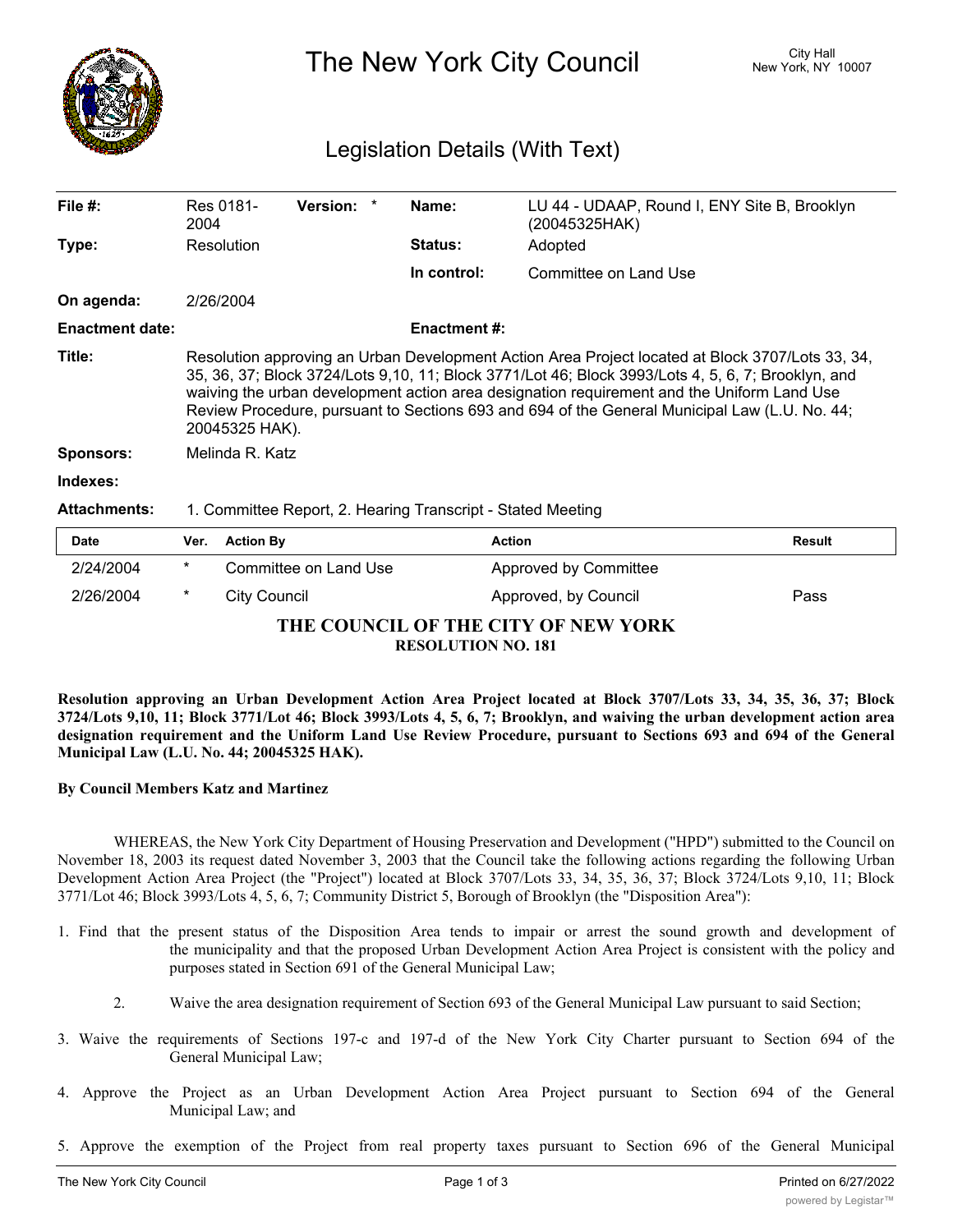# The New York City Council

City Hall
New York, NY 10007

## Legislation Details (With Text)

| | | | |
|---|---|---|---|
| **File #:** | Res 0181-2004 **Version:** * | **Name:** | LU 44 - UDAAP, Round I, ENY Site B, Brooklyn (20045325HAK) |
| **Type:** | Resolution | **Status:** | Adopted |
| | | **In control:** | Committee on Land Use |
| **On agenda:** | 2/26/2004 | | |
| **Enactment date:** | | **Enactment #:** | |

**Title:** Resolution approving an Urban Development Action Area Project located at Block 3707/Lots 33, 34, 35, 36, 37; Block 3724/Lots 9,10, 11; Block 3771/Lot 46; Block 3993/Lots 4, 5, 6, 7; Brooklyn, and waiving the urban development action area designation requirement and the Uniform Land Use Review Procedure, pursuant to Sections 693 and 694 of the General Municipal Law (L.U. No. 44; 20045325 HAK).

**Sponsors:** Melinda R. Katz

**Indexes:**

**Attachments:** 1. Committee Report, 2. Hearing Transcript - Stated Meeting

| Date | Ver. | Action By | Action | Result |
|---|---|---|---|---|
| 2/24/2004 | * | Committee on Land Use | Approved by Committee | |
| 2/26/2004 | * | City Council | Approved, by Council | Pass |

## THE COUNCIL OF THE CITY OF NEW YORK
### RESOLUTION NO. 181

**Resolution approving an Urban Development Action Area Project located at Block 3707/Lots 33, 34, 35, 36, 37; Block 3724/Lots 9,10, 11; Block 3771/Lot 46; Block 3993/Lots 4, 5, 6, 7; Brooklyn, and waiving the urban development action area designation requirement and the Uniform Land Use Review Procedure, pursuant to Sections 693 and 694 of the General Municipal Law (L.U. No. 44; 20045325 HAK).**

**By Council Members Katz and Martinez**

WHEREAS, the New York City Department of Housing Preservation and Development ("HPD") submitted to the Council on November 18, 2003 its request dated November 3, 2003 that the Council take the following actions regarding the following Urban Development Action Area Project (the "Project") located at Block 3707/Lots 33, 34, 35, 36, 37; Block 3724/Lots 9,10, 11; Block 3771/Lot 46; Block 3993/Lots 4, 5, 6, 7; Community District 5, Borough of Brooklyn (the "Disposition Area"):

1. Find that the present status of the Disposition Area tends to impair or arrest the sound growth and development of the municipality and that the proposed Urban Development Action Area Project is consistent with the policy and purposes stated in Section 691 of the General Municipal Law;

2. Waive the area designation requirement of Section 693 of the General Municipal Law pursuant to said Section;

3. Waive the requirements of Sections 197-c and 197-d of the New York City Charter pursuant to Section 694 of the General Municipal Law;

4. Approve the Project as an Urban Development Action Area Project pursuant to Section 694 of the General Municipal Law; and

5. Approve the exemption of the Project from real property taxes pursuant to Section 696 of the General Municipal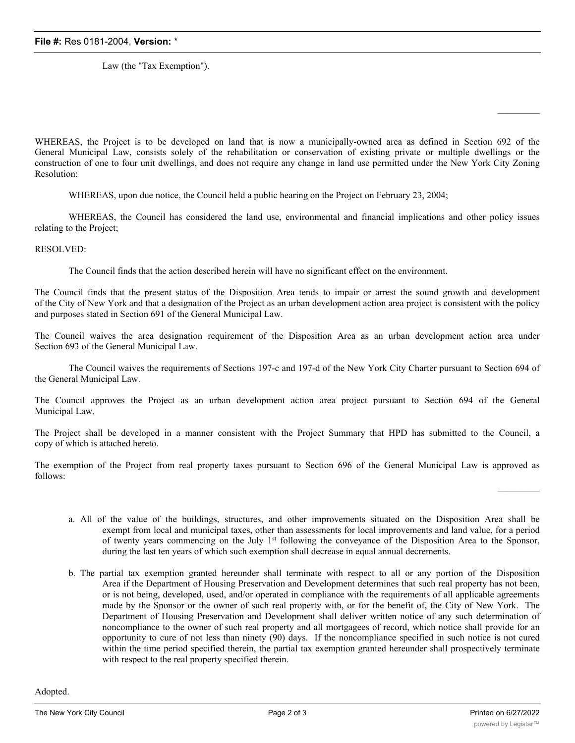Law (the "Tax Exemption").

WHEREAS, the Project is to be developed on land that is now a municipally-owned area as defined in Section 692 of the General Municipal Law, consists solely of the rehabilitation or conservation of existing private or multiple dwellings or the construction of one to four unit dwellings, and does not require any change in land use permitted under the New York City Zoning Resolution;

WHEREAS, upon due notice, the Council held a public hearing on the Project on February 23, 2004;

WHEREAS, the Council has considered the land use, environmental and financial implications and other policy issues relating to the Project;

RESOLVED:

The Council finds that the action described herein will have no significant effect on the environment.

The Council finds that the present status of the Disposition Area tends to impair or arrest the sound growth and development of the City of New York and that a designation of the Project as an urban development action area project is consistent with the policy and purposes stated in Section 691 of the General Municipal Law.

The Council waives the area designation requirement of the Disposition Area as an urban development action area under Section 693 of the General Municipal Law.

The Council waives the requirements of Sections 197-c and 197-d of the New York City Charter pursuant to Section 694 of the General Municipal Law.

The Council approves the Project as an urban development action area project pursuant to Section 694 of the General Municipal Law.

The Project shall be developed in a manner consistent with the Project Summary that HPD has submitted to the Council, a copy of which is attached hereto.

The exemption of the Project from real property taxes pursuant to Section 696 of the General Municipal Law is approved as follows:

a. All of the value of the buildings, structures, and other improvements situated on the Disposition Area shall be exempt from local and municipal taxes, other than assessments for local improvements and land value, for a period of twenty years commencing on the July 1st following the conveyance of the Disposition Area to the Sponsor, during the last ten years of which such exemption shall decrease in equal annual decrements.

b. The partial tax exemption granted hereunder shall terminate with respect to all or any portion of the Disposition Area if the Department of Housing Preservation and Development determines that such real property has not been, or is not being, developed, used, and/or operated in compliance with the requirements of all applicable agreements made by the Sponsor or the owner of such real property with, or for the benefit of, the City of New York. The Department of Housing Preservation and Development shall deliver written notice of any such determination of noncompliance to the owner of such real property and all mortgagees of record, which notice shall provide for an opportunity to cure of not less than ninety (90) days. If the noncompliance specified in such notice is not cured within the time period specified therein, the partial tax exemption granted hereunder shall prospectively terminate with respect to the real property specified therein.

Adopted.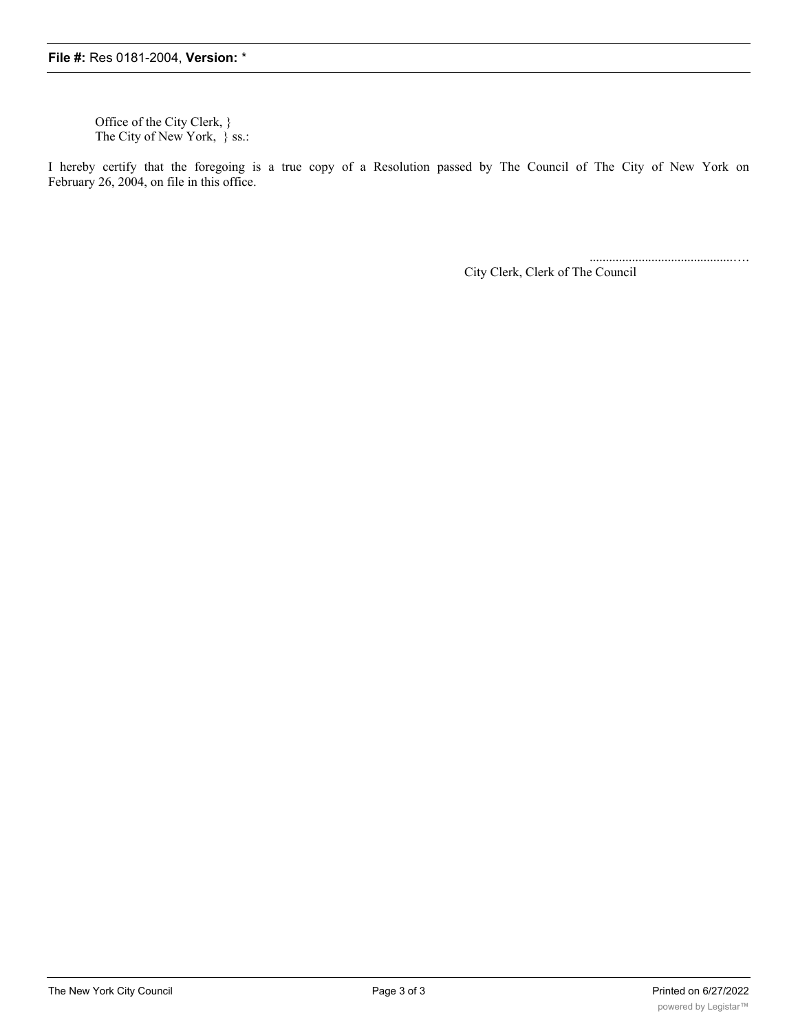Office of the City Clerk, }
The City of New York, } ss.:

I hereby certify that the foregoing is a true copy of a Resolution passed by The Council of The City of New York on February 26, 2004, on file in this office.

..............................................…
City Clerk, Clerk of The Council